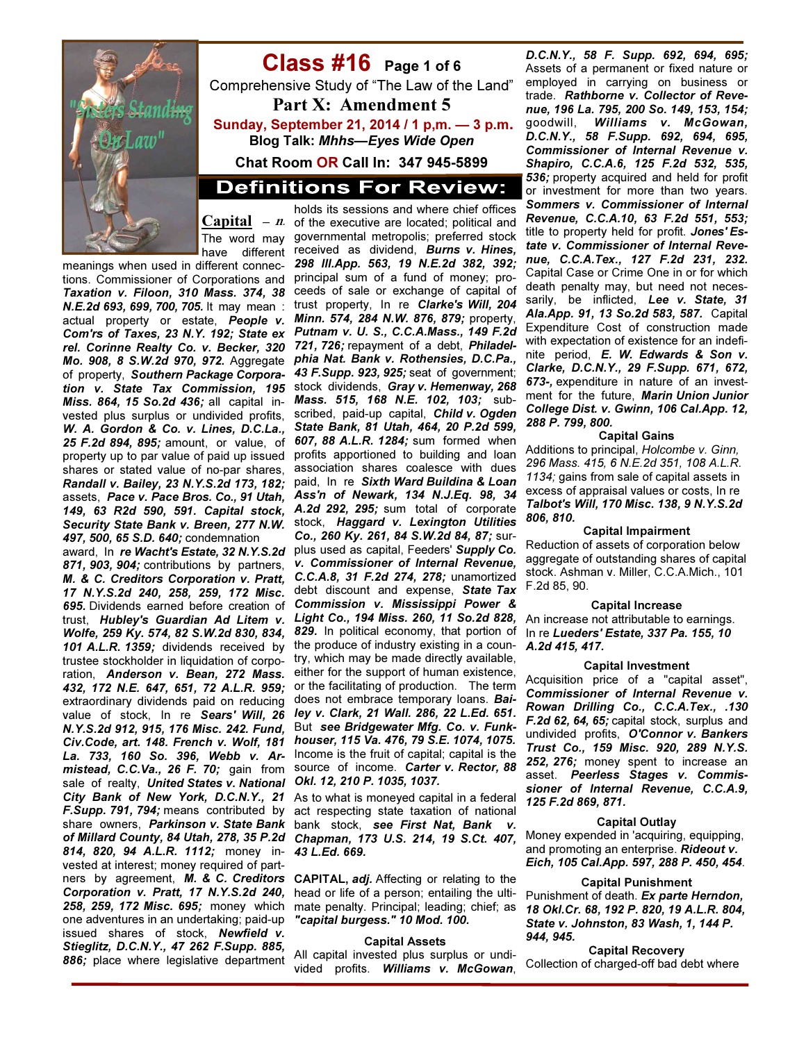# Class #16 Page 1 of 6

Comprehensive Study of "The Law of the Land"

## Part X: Amendment 5

**Sunday, September 21, 2014 / 1 p.m. — 3 p.m.**

**Blog Talk: *Mhhs—Eyes Wide Open***

**Chat Room OR Call In: 347 945-5899**

## Definitions For Review:

**Capital** – *n.* The word may have different meanings when used in different connections. Commissioner of Corporations and ***Taxation v. Filoon, 310 Mass. 374, 38 N.E.2d 693, 699, 700, 705.*** It may mean : actual property or estate, ***People v. Com'rs of Taxes, 23 N.Y. 192; State ex rel. Corinne Realty Co. v. Becker, 320 Mo. 908, 8 S.W.2d 970, 972.*** Aggregate of property, ***Southern Package Corporation v. State Tax Commission, 195 Miss. 864, 15 So.2d 436;*** all capital invested plus surplus or undivided profits, ***W. A. Gordon & Co. v. Lines, D.C.La., 25 F.2d 894, 895;*** amount, or value, of property up to par value of paid up issued shares or stated value of no-par shares, ***Randall v. Bailey, 23 N.Y.S.2d 173, 182;*** assets, ***Pace v. Pace Bros. Co., 91 Utah, 149, 63 R2d 590, 591. Capital stock, Security State Bank v. Breen, 277 N.W. 497, 500, 65 S.D. 640;*** condemnation award, ***In re Wacht's Estate, 32 N.Y.S.2d 871, 903, 904;*** contributions by partners, ***M. & C. Creditors Corporation v. Pratt, 17 N.Y.S.2d 240, 258, 259, 172 Misc. 695.*** Dividends earned before creation of trust, ***Hubley's Guardian Ad Litem v. Wolfe, 259 Ky. 574, 82 S.W.2d 830, 834, 101 A.L.R. 1359;*** dividends received by trustee stockholder in liquidation of corporation, ***Anderson v. Bean, 272 Mass. 432, 172 N.E. 647, 651, 72 A.L.R. 959;*** extraordinary dividends paid on reducing value of stock, In re ***Sears' Will, 26 N.Y.S.2d 912, 915, 176 Misc. 242. Fund, Civ.Code, art. 148. French v. Wolf, 181 La. 733, 160 So. 396, Webb v. Armistead, C.C.Va., 26 F. 70;*** gain from sale of realty, ***United States v. National City Bank of New York, D.C.N.Y., 21 F.Supp. 791, 794;*** means contributed by share owners, ***Parkinson v. State Bank of Millard County, 84 Utah, 278, 35 P.2d 814, 820, 94 A.L.R. 1112;*** money invested at interest; money required of partners by agreement, ***M. & C. Creditors Corporation v. Pratt, 17 N.Y.S.2d 240, 258, 259, 172 Misc. 695;*** money which one adventures in an undertaking; paid-up issued shares of stock, ***Newfield v. Stieglitz, D.C.N.Y., 47 262 F.Supp. 885, 886;*** place where legislative department holds its sessions and where chief offices of the executive are located; political and governmental metropolis; preferred stock received as dividend, ***Burns v. Hines, 298 Ill.App. 563, 19 N.E.2d 382, 392;*** principal sum of a fund of money; proceeds of sale or exchange of capital of trust property, In re ***Clarke's Will, 204 Minn. 574, 284 N.W. 876, 879;*** property, ***Putnam v. U. S., C.C.A.Mass., 149 F.2d 721, 726;*** repayment of a debt, ***Philadelphia Nat. Bank v. Rothensies, D.C.Pa., 43 F.Supp. 923, 925;*** seat of government; stock dividends, ***Gray v. Hemenway, 268 Mass. 515, 168 N.E. 102, 103;*** subscribed, paid-up capital, ***Child v. Ogden State Bank, 81 Utah, 464, 20 P.2d 599, 607, 88 A.L.R. 1284;*** sum formed when profits apportioned to building and loan association shares coalesce with dues paid, In re ***Sixth Ward Buildina & Loan Ass'n of Newark, 134 N.J.Eq. 98, 34 A.2d 292, 295;*** sum total of corporate stock, ***Haggard v. Lexington Utilities Co., 260 Ky. 261, 84 S.W.2d 84, 87;*** surplus used as capital, Feeders' ***Supply Co. v. Commissioner of Internal Revenue, C.C.A.8, 31 F.2d 274, 278;*** unamortized debt discount and expense, ***State Tax Commission v. Mississippi Power & Light Co., 194 Miss. 260, 11 So.2d 828, 829.*** In political economy, that portion of the produce of industry existing in a country, which may be made directly available, either for the support of human existence, or the facilitating of production. The term does not embrace temporary loans. ***Bailey v. Clark, 21 Wall. 286, 22 L.Ed. 651.*** But ***see Bridgewater Mfg. Co. v. Funkhouser, 115 Va. 476, 79 S.E. 1074, 1075.*** Income is the fruit of capital; capital is the source of income. ***Carter v. Rector, 88 Okl. 12, 210 P. 1035, 1037.***

As to what is moneyed capital in a federal act respecting state taxation of national bank stock, ***see First Nat, Bank v. Chapman, 173 U.S. 214, 19 S.Ct. 407, 43 L.Ed. 669.***

**CAPITAL,** ***adj.*** Affecting or relating to the head or life of a person; entailing the ultimate penalty. Principal; leading; chief; as ***"capital burgess." 10 Mod. 100.***

**Capital Assets**

All capital invested plus surplus or undivided profits. ***Williams v. McGowan, D.C.N.Y., 58 F. Supp. 692, 694, 695;*** Assets of a permanent or fixed nature or employed in carrying on business or trade. ***Rathborne v. Collector of Revenue, 196 La. 795, 200 So. 149, 153, 154;*** goodwill, ***Williams v. McGowan, D.C.N.Y., 58 F.Supp. 692, 694, 695, Commissioner of Internal Revenue v. Shapiro, C.C.A.6, 125 F.2d 532, 535, 536;*** property acquired and held for profit or investment for more than two years. ***Sommers v. Commissioner of Internal Revenue, C.C.A.10, 63 F.2d 551, 553;*** title to property held for profit. ***Jones' Estate v. Commissioner of Internal Revenue, C.C.A.Tex., 127 F.2d 231, 232.*** Capital Case or Crime One in or for which death penalty may, but need not necessarily, be inflicted, ***Lee v. State, 31 Ala.App. 91, 13 So.2d 583, 587.*** Capital Expenditure Cost of construction made with expectation of existence for an indefinite period, ***E. W. Edwards & Son v. Clarke, D.C.N.Y., 29 F.Supp. 671, 672, 673-,*** expenditure in nature of an investment for the future, ***Marin Union Junior College Dist. v. Gwinn, 106 Cal.App. 12, 288 P. 799, 800.***

**Capital Gains**

Additions to principal, *Holcombe v. Ginn, 296 Mass. 415, 6 N.E.2d 351, 108 A.L.R. 1134;* gains from sale of capital assets in excess of appraisal values or costs, In re ***Talbot's Will, 170 Misc. 138, 9 N.Y.S.2d 806, 810.***

**Capital Impairment**

Reduction of assets of corporation below aggregate of outstanding shares of capital stock. Ashman v. Miller, C.C.A.Mich., 101 F.2d 85, 90.

**Capital Increase**

An increase not attributable to earnings. In re ***Lueders' Estate, 337 Pa. 155, 10 A.2d 415, 417.***

**Capital Investment**

Acquisition price of a "capital asset", ***Commissioner of Internal Revenue v. Rowan Drilling Co., C.C.A.Tex., .130 F.2d 62, 64, 65;*** capital stock, surplus and undivided profits, ***O'Connor v. Bankers Trust Co., 159 Misc. 920, 289 N.Y.S. 252, 276;*** money spent to increase an asset. ***Peerless Stages v. Commissioner of Internal Revenue, C.C.A.9, 125 F.2d 869, 871.***

**Capital Outlay**

Money expended in 'acquiring, equipping, and promoting an enterprise. ***Rideout v. Eich, 105 Cal.App. 597, 288 P. 450, 454.***

**Capital Punishment**

Punishment of death. ***Ex parte Herndon, 18 Okl.Cr. 68, 192 P. 820, 19 A.L.R. 804, State v. Johnston, 83 Wash, 1, 144 P. 944, 945.***

**Capital Recovery**

Collection of charged-off bad debt where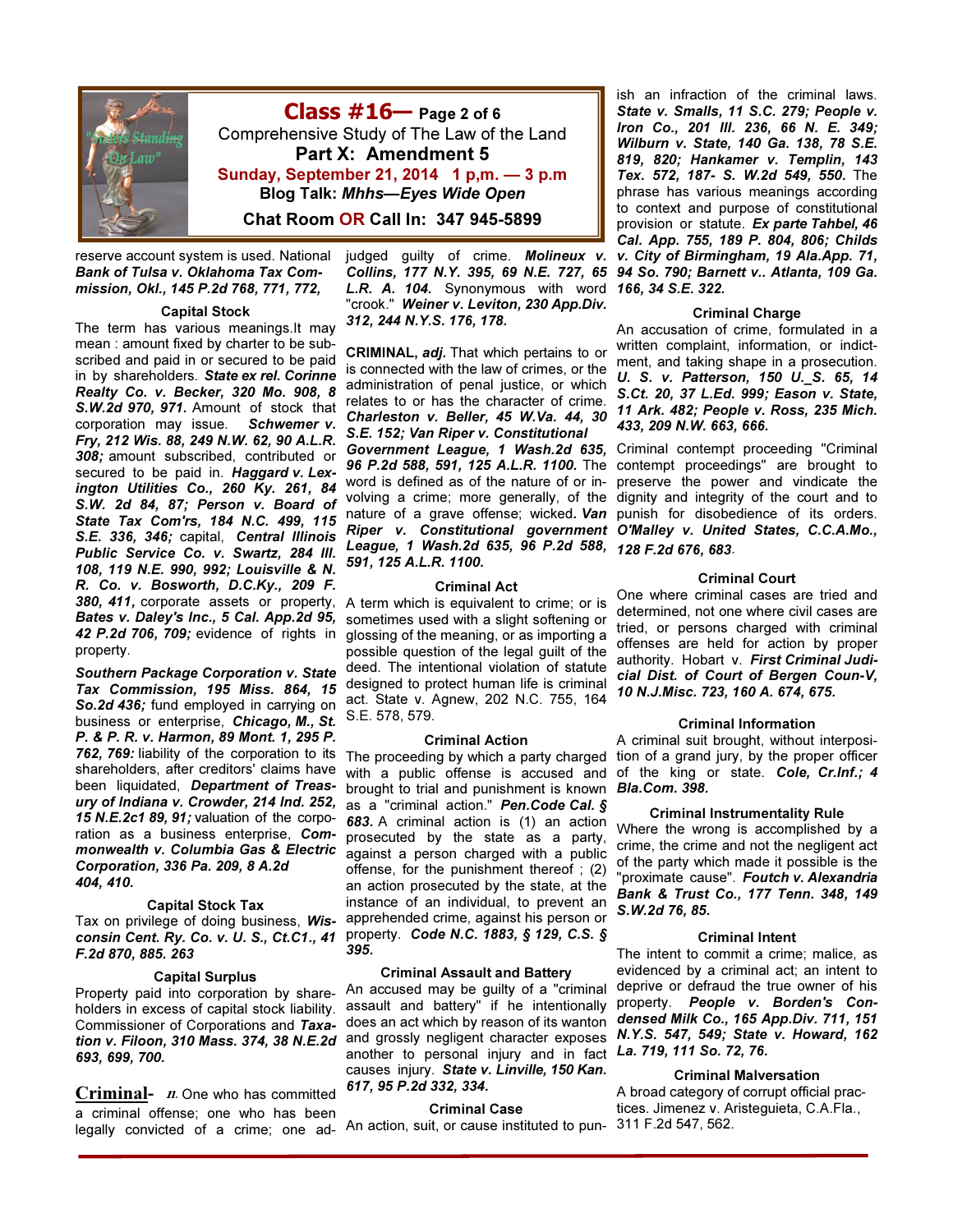**Class #16— Page 2 of 6**

Comprehensive Study of The Law of the Land

**Part X: Amendment 5**

**Sunday, September 21, 2014 1 p,m. — 3 p.m**

**Blog Talk: *Mhhs—Eyes Wide Open***

**Chat Room OR Call In: 347 945-5899**

reserve account system is used. National ***Bank of Tulsa v. Oklahoma Tax Commission, Okl., 145 P.2d 768, 771, 772,***

### Capital Stock

The term has various meanings.It may mean : amount fixed by charter to be subscribed and paid in or secured to be paid in by shareholders. ***State ex rel. Corinne Realty Co. v. Becker, 320 Mo. 908, 8 S.W.2d 970, 971.*** Amount of stock that corporation may issue. ***Schwemer v. Fry, 212 Wis. 88, 249 N.W. 62, 90 A.L.R. 308;*** amount subscribed, contributed or secured to be paid in. ***Haggard v. Lexington Utilities Co., 260 Ky. 261, 84 S.W. 2d 84, 87; Person v. Board of State Tax Com'rs, 184 N.C. 499, 115 S.E. 336, 346;*** capital, ***Central Illinois Public Service Co. v. Swartz, 284 Ill. 108, 119 N.E. 990, 992; Louisville & N. R. Co. v. Bosworth, D.C.Ky., 209 F. 380, 411,*** corporate assets or property, ***Bates v. Daley's Inc., 5 Cal. App.2d 95, 42 P.2d 706, 709;*** evidence of rights in property.

***Southern Package Corporation v. State Tax Commission, 195 Miss. 864, 15 So.2d 436;*** fund employed in carrying on business or enterprise, ***Chicago, M., St. P. & P. R. v. Harmon, 89 Mont. 1, 295 P. 762, 769:*** liability of the corporation to its shareholders, after creditors' claims have been liquidated, ***Department of Treasury of Indiana v. Crowder, 214 Ind. 252, 15 N.E.2c1 89, 91;*** valuation of the corporation as a business enterprise, ***Commonwealth v. Columbia Gas & Electric Corporation, 336 Pa. 209, 8 A.2d 404, 410.***

### Capital Stock Tax

Tax on privilege of doing business, ***Wisconsin Cent. Ry. Co. v. U. S., Ct.C1., 41 F.2d 870, 885. 263***

### Capital Surplus

Property paid into corporation by shareholders in excess of capital stock liability. Commissioner of Corporations and ***Taxation v. Filoon, 310 Mass. 374, 38 N.E.2d 693, 699, 700.***

**Criminal-** *n.* One who has committed a criminal offense; one who has been legally convicted of a crime; one adjudged guilty of crime. ***Molineux v. Collins, 177 N.Y. 395, 69 N.E. 727, 65 L.R. A. 104.*** Synonymous with word "crook." ***Weiner v. Leviton, 230 App.Div. 312, 244 N.Y.S. 176, 178.***

**CRIMINAL, *adj.*** That which pertains to or is connected with the law of crimes, or the administration of penal justice, or which relates to or has the character of crime. ***Charleston v. Beller, 45 W.Va. 44, 30 S.E. 152; Van Riper v. Constitutional Government League, 1 Wash.2d 635, 96 P.2d 588, 591, 125 A.L.R. 1100.*** The word is defined as of the nature of or involving a crime; more generally, of the nature of a grave offense; wicked. ***Van Riper v. Constitutional government League, 1 Wash.2d 635, 96 P.2d 588, 591, 125 A.L.R. 1100.***

### Criminal Act

A term which is equivalent to crime; or is sometimes used with a slight softening or glossing of the meaning, or as importing a possible question of the legal guilt of the deed. The intentional violation of statute designed to protect human life is criminal act. State v. Agnew, 202 N.C. 755, 164 S.E. 578, 579.

### Criminal Action

The proceeding by which a party charged with a public offense is accused and brought to trial and punishment is known as a "criminal action." ***Pen.Code Cal. § 683.*** A criminal action is (1) an action prosecuted by the state as a party, against a person charged with a public offense, for the punishment thereof ; (2) an action prosecuted by the state, at the instance of an individual, to prevent an apprehended crime, against his person or property. ***Code N.C. 1883, § 129, C.S. § 395.***

### Criminal Assault and Battery

An accused may be guilty of a "criminal assault and battery" if he intentionally does an act which by reason of its wanton and grossly negligent character exposes another to personal injury and in fact causes injury. ***State v. Linville, 150 Kan. 617, 95 P.2d 332, 334.***

### Criminal Case

An action, suit, or cause instituted to punish an infraction of the criminal laws. ***State v. Smalls, 11 S.C. 279; People v. Iron Co., 201 Ill. 236, 66 N. E. 349; Wilburn v. State, 140 Ga. 138, 78 S.E. 819, 820; Hankamer v. Templin, 143 Tex. 572, 187- S. W.2d 549, 550.*** The phrase has various meanings according to context and purpose of constitutional provision or statute. ***Ex parte Tahbel, 46 Cal. App. 755, 189 P. 804, 806; Childs v. City of Birmingham, 19 Ala.App. 71, 94 So. 790; Barnett v.. Atlanta, 109 Ga. 166, 34 S.E. 322.***

### Criminal Charge

An accusation of crime, formulated in a written complaint, information, or indictment, and taking shape in a prosecution. ***U. S. v. Patterson, 150 U._S. 65, 14 S.Ct. 20, 37 L.Ed. 999; Eason v. State, 11 Ark. 482; People v. Ross, 235 Mich. 433, 209 N.W. 663, 666.***

Criminal contempt proceeding "Criminal contempt proceedings" are brought to preserve the power and vindicate the dignity and integrity of the court and to punish for disobedience of its orders. ***O'Malley v. United States, C.C.A.Mo., 128 F.2d 676, 683.***

### Criminal Court

One where criminal cases are tried and determined, not one where civil cases are tried, or persons charged with criminal offenses are held for action by proper authority. Hobart v. ***First Criminal Judicial Dist. of Court of Bergen Coun-V, 10 N.J.Misc. 723, 160 A. 674, 675.***

### Criminal Information

A criminal suit brought, without interposition of a grand jury, by the proper officer of the king or state. ***Cole, Cr.Inf.; 4 Bla.Com. 398.***

### Criminal Instrumentality Rule

Where the wrong is accomplished by a crime, the crime and not the negligent act of the party which made it possible is the "proximate cause". ***Foutch v. Alexandria Bank & Trust Co., 177 Tenn. 348, 149 S.W.2d 76, 85.***

### Criminal Intent

The intent to commit a crime; malice, as evidenced by a criminal act; an intent to deprive or defraud the true owner of his property. ***People v. Borden's Condensed Milk Co., 165 App.Div. 711, 151 N.Y.S. 547, 549; State v. Howard, 162 La. 719, 111 So. 72, 76.***

### Criminal Malversation

A broad category of corrupt official practices. Jimenez v. Aristeguieta, C.A.Fla., 311 F.2d 547, 562.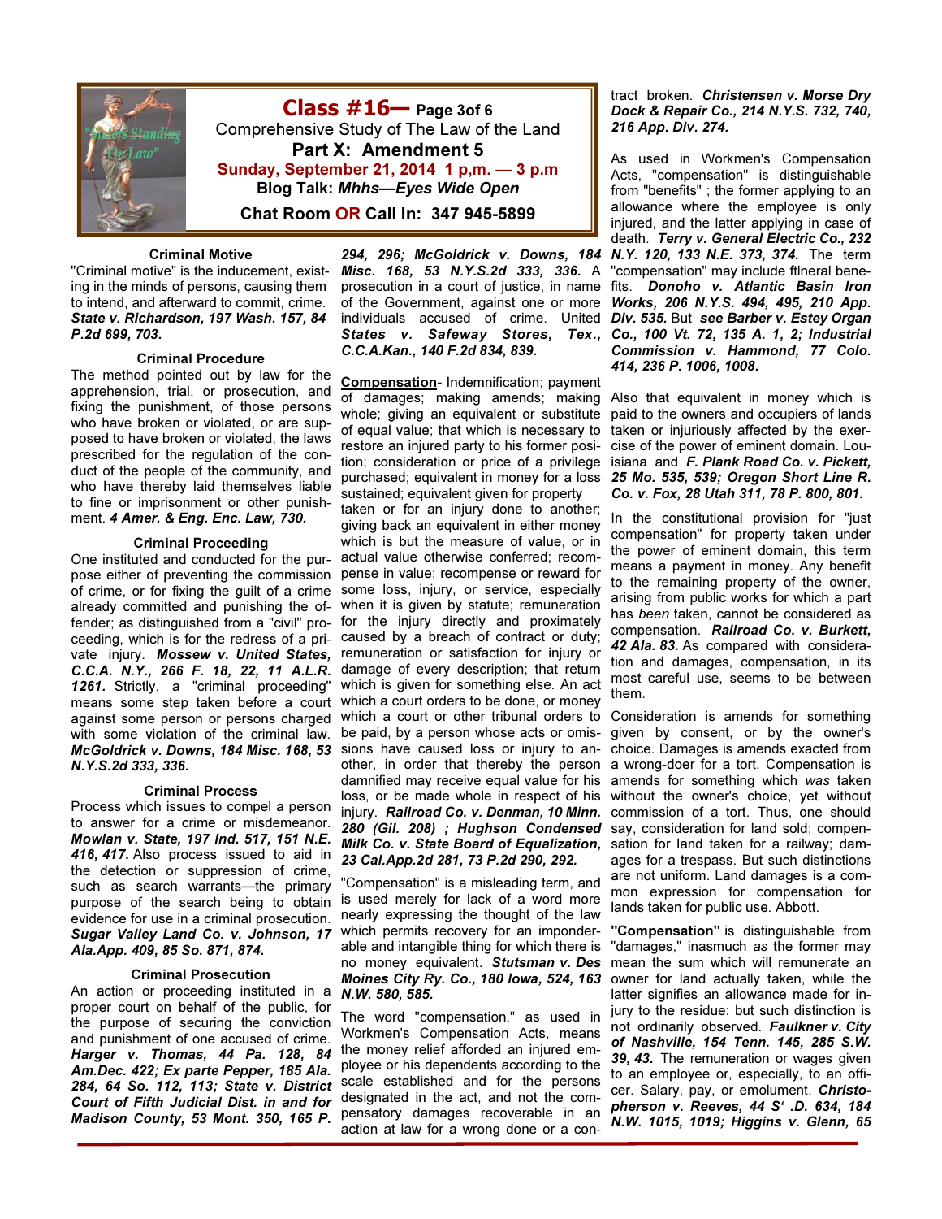# Class #16— Page 3of 6

Comprehensive Study of The Law of the Land

**Part X: Amendment 5**

Sunday, September 21, 2014 1 p,m. — 3 p.m

**Blog Talk: *Mhhs—Eyes Wide Open***

**Chat Room OR Call In: 347 945-5899**

### Criminal Motive

"Criminal motive" is the inducement, existing in the minds of persons, causing them to intend, and afterward to commit, crime. ***State v. Richardson, 197 Wash. 157, 84 P.2d 699, 703.***

### Criminal Procedure

The method pointed out by law for the apprehension, trial, or prosecution, and fixing the punishment, of those persons who have broken or violated, or are supposed to have broken or violated, the laws prescribed for the regulation of the conduct of the people of the community, and who have thereby laid themselves liable to fine or imprisonment or other punishment. ***4 Amer. & Eng. Enc. Law, 730.***

### Criminal Proceeding

One instituted and conducted for the purpose either of preventing the commission of crime, or for fixing the guilt of a crime already committed and punishing the offender; as distinguished from a "civil" proceeding, which is for the redress of a private injury. ***Mossew v. United States, C.C.A. N.Y., 266 F. 18, 22, 11 A.L.R. 1261.*** Strictly, a "criminal proceeding" means some step taken before a court against some person or persons charged with some violation of the criminal law. ***McGoldrick v. Downs, 184 Misc. 168, 53 N.Y.S.2d 333, 336.***

### Criminal Process

Process which issues to compel a person to answer for a crime or misdemeanor. ***Mowlan v. State, 197 Ind. 517, 151 N.E. 416, 417.*** Also process issued to aid in the detection or suppression of crime, such as search warrants—the primary purpose of the search being to obtain evidence for use in a criminal prosecution. ***Sugar Valley Land Co. v. Johnson, 17 Ala.App. 409, 85 So. 871, 874.***

### Criminal Prosecution

An action or proceeding instituted in a proper court on behalf of the public, for the purpose of securing the conviction and punishment of one accused of crime. ***Harger v. Thomas, 44 Pa. 128, 84 Am.Dec. 422; Ex parte Pepper, 185 Ala. 284, 64 So. 112, 113; State v. District Court of Fifth Judicial Dist. in and for Madison County, 53 Mont. 350, 165 P. 294, 296; McGoldrick v. Downs, 184 Misc. 168, 53 N.Y.S.2d 333, 336.*** A prosecution in a court of justice, in name of the Government, against one or more individuals accused of crime. ***United States v. Safeway Stores, Tex., C.C.A.Kan., 140 F.2d 834, 839.***

**Compensation**- Indemnification; payment of damages; making amends; making whole; giving an equivalent or substitute of equal value; that which is necessary to restore an injured party to his former position; consideration or price of a privilege purchased; equivalent in money for a loss sustained; equivalent given for property taken or for an injury done to another; giving back an equivalent in either money which is but the measure of value, or in actual value otherwise conferred; recompense in value; recompense or reward for some loss, injury, or service, especially when it is given by statute; remuneration for the injury directly and proximately caused by a breach of contract or duty; remuneration or satisfaction for injury or damage of every description; that return which is given for something else. An act which a court orders to be done, or money which a court or other tribunal orders to be paid, by a person whose acts or omissions have caused loss or injury to another, in order that thereby the person damnified may receive equal value for his loss, or be made whole in respect of his injury. ***Railroad Co. v. Denman, 10 Minn. 280 (Gil. 208) ; Hughson Condensed Milk Co. v. State Board of Equalization, 23 Cal.App.2d 281, 73 P.2d 290, 292.***

"Compensation" is a misleading term, and is used merely for lack of a word more nearly expressing the thought of the law which permits recovery for an imponderable and intangible thing for which there is no money equivalent. ***Stutsman v. Des Moines City Ry. Co., 180 Iowa, 524, 163 N.W. 580, 585.***

The word "compensation," as used in Workmen's Compensation Acts, means the money relief afforded an injured employee or his dependents according to the scale established and for the persons designated in the act, and not the compensatory damages recoverable in an action at law for a wrong done or a contract broken. ***Christensen v. Morse Dry Dock & Repair Co., 214 N.Y.S. 732, 740, 216 App. Div. 274.***

As used in Workmen's Compensation Acts, "compensation" is distinguishable from "benefits" ; the former applying to an allowance where the employee is only injured, and the latter applying in case of death. ***Terry v. General Electric Co., 232 N.Y. 120, 133 N.E. 373, 374.*** The term "compensation" may include ftlneral benefits. ***Donoho v. Atlantic Basin Iron Works, 206 N.Y.S. 494, 495, 210 App. Div. 535.*** But ***see Barber v. Estey Organ Co., 100 Vt. 72, 135 A. 1, 2; Industrial Commission v. Hammond, 77 Colo. 414, 236 P. 1006, 1008.***

Also that equivalent in money which is paid to the owners and occupiers of lands taken or injuriously affected by the exercise of the power of eminent domain. Louisiana and ***F. Plank Road Co. v. Pickett, 25 Mo. 535, 539; Oregon Short Line R. Co. v. Fox, 28 Utah 311, 78 P. 800, 801.***

In the constitutional provision for "just compensation" for property taken under the power of eminent domain, this term means a payment in money. Any benefit to the remaining property of the owner, arising from public works for which a part has *been* taken, cannot be considered as compensation. ***Railroad Co. v. Burkett, 42 Ala. 83.*** As compared with consideration and damages, compensation, in its most careful use, seems to be between them.

Consideration is amends for something given by consent, or by the owner's choice. Damages is amends exacted from a wrong-doer for a tort. Compensation is amends for something which *was* taken without the owner's choice, yet without commission of a tort. Thus, one should say, consideration for land sold; compensation for land taken for a railway; damages for a trespass. But such distinctions are not uniform. Land damages is a common expression for compensation for lands taken for public use. Abbott.

**"Compensation"** is distinguishable from "damages," inasmuch *as* the former may mean the sum which will remunerate an owner for land actually taken, while the latter signifies an allowance made for injury to the residue: but such distinction is not ordinarily observed. ***Faulkner v. City of Nashville, 154 Tenn. 145, 285 S.W. 39, 43.*** The remuneration or wages given to an employee or, especially, to an officer. Salary, pay, or emolument. ***Christopherson v. Reeves, 44 S' .D. 634, 184 N.W. 1015, 1019; Higgins v. Glenn, 65***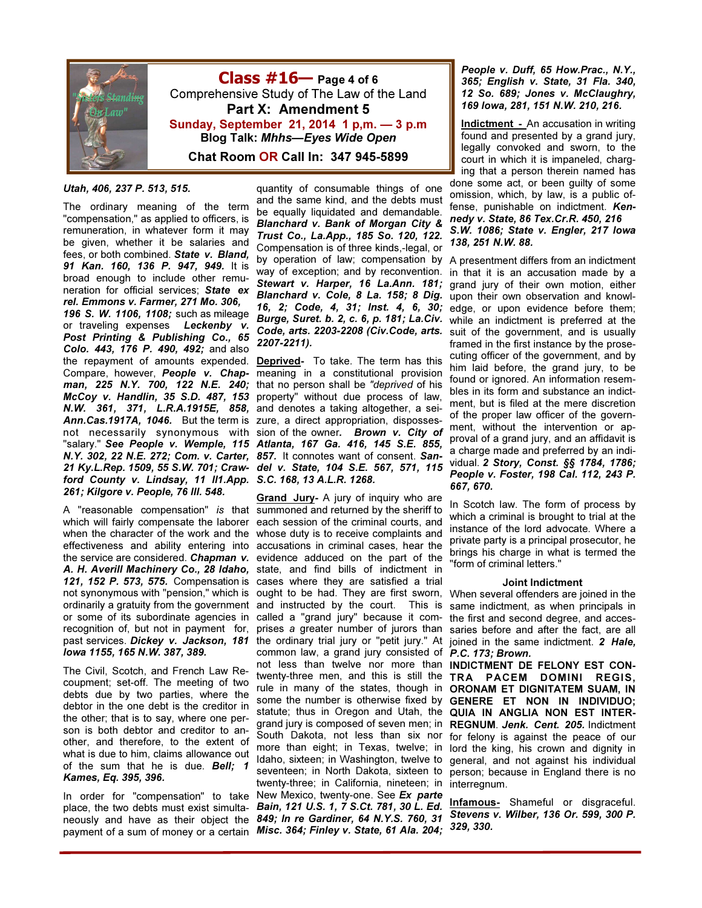Utah, 406, 237 P. 513, 515.**

The ordinary meaning of the term "compensation," as applied to officers, is remuneration, in whatever form it may be given, whether it be salaries and fees, or both combined. ***State v. Bland, 91 Kan. 160, 136 P. 947, 949.*** It is broad enough to include other remuneration for official services; ***State ex rel. Emmons v. Farmer, 271 Mo. 306, 196 S. W. 1106, 1108;*** such as mileage or traveling expenses ***Leckenby v. Post Printing & Publishing Co., 65 Colo. 443, 176 P. 490, 492;*** and also the repayment of amounts expended. Compare, however, ***People v. Chapman, 225 N.Y. 700, 122 N.E. 240; McCoy v. Handlin, 35 S.D. 487, 153 N.W. 361, 371, L.R.A.1915E, 858, Ann.Cas.1917A, 1046.*** But the term is not necessarily synonymous with "salary." ***See People v. Wemple, 115 N.Y. 302, 22 N.E. 272; Com. v. Carter, 21 Ky.L.Rep. 1509, 55 S.W. 701; Crawford County v. Lindsay, 11 Ill.App. 261; Kilgore v. People, 76 Ill. 548.***

A "reasonable compensation" *is* that which will fairly compensate the laborer when the character of the work and the effectiveness and ability entering into the service are considered. ***Chapman v. A. H. Averill Machinery Co., 28 Idaho, 121, 152 P. 573, 575.*** Compensation is not synonymous with "pension," which is ordinarily a gratuity from the government or some of its subordinate agencies in recognition of, but not in payment for, past services. ***Dickey v. Jackson, 181 Iowa 1155, 165 N.W. 387, 389.***

The Civil, Scotch, and French Law Recoupment; set-off. The meeting of two debts due by two parties, where the debtor in the one debt is the creditor in the other; that is to say, where one person is both debtor and creditor to another, and therefore, to the extent of what is due to him, claims allowance out of the sum that he is due. ***Bell; 1 Kames, Eq. 395, 396.***

In order for "compensation" to take place, the two debts must exist simultaneously and have as their object the payment of a sum of money or a certain quantity of consumable things of one and the same kind, and the debts must be equally liquidated and demandable. ***Blanchard v. Bank of Morgan City & Trust Co., La.App., 185 So. 120, 122.*** Compensation is of three kinds,-legal, or by operation of law; compensation by way of exception; and by reconvention. ***Stewart v. Harper, 16 La.Ann. 181; Blanchard v. Cole, 8 La. 158; 8 Dig. 16, 2; Code, 4, 31; Inst. 4, 6, 30; Burge, Suret. b. 2, c. 6, p. 181; La.Civ. Code, arts. 2203-2208 (Civ.Code, arts. 2207-2211).***

<u>**Deprived**</u>- To take. The term has this meaning in a constitutional provision that no person shall be *"deprived* of his property" without due process of law, and denotes a taking altogether, a seizure, a direct appropriation, dispossession of the owner*.* ***Brown v. City of Atlanta, 167 Ga. 416, 145 S.E. 855, 857.*** It connotes want of consent. ***Sandel v. State, 104 S.E. 567, 571, 115 S.C. 168, 13 A.L.R. 1268.***

<u>**Grand Jury**</u>- A jury of inquiry who are summoned and returned by the sheriff to each session of the criminal courts, and whose duty is to receive complaints and accusations in criminal cases, hear the evidence adduced on the part of the state, and find bills of indictment in cases where they are satisfied a trial ought to be had. They are first sworn, and instructed by the court. This is called a "grand jury" because it comprises *a* greater number of jurors than the ordinary trial jury or "petit jury." At common law, a grand jury consisted of not less than twelve nor more than twenty-three men, and this is still the rule in many of the states, though in some the number is otherwise fixed by statute; thus in Oregon and Utah, the grand jury is composed of seven men; in South Dakota, not less than six nor more than eight; in Texas, twelve; in Idaho, sixteen; in Washington, twelve to seventeen; in North Dakota, sixteen to twenty-three; in California, nineteen; in New Mexico, twenty-one. See ***Ex parte Bain, 121 U.S. 1, 7 S.Ct. 781, 30 L. Ed. 849; In re Gardiner, 64 N.Y.S. 760, 31 Misc. 364; Finley v. State, 61 Ala. 204; People v. Duff, 65 How.Prac., N.Y., 365; English v. State, 31 Fla. 340, 12 So. 689; Jones v. McClaughry, 169 Iowa, 281, 151 N.W. 210, 216.***

<u>**Indictment**</u> - An accusation in writing found and presented by a grand jury, legally convoked and sworn, to the court in which it is impaneled, charging that a person therein named has done some act, or been guilty of some omission, which, by law, is a public offense, punishable on indictment. ***Kennedy v. State, 86 Tex.Cr.R. 450, 216 S.W. 1086; State v. Engler, 217 Iowa 138, 251 N.W. 88.***

A presentment differs from an indictment in that it is an accusation made by a grand jury of their own motion, either upon their own observation and knowledge, or upon evidence before them; while an indictment is preferred at the suit of the government, and is usually framed in the first instance by the prosecuting officer of the government, and by him laid before, the grand jury, to be found or ignored. An information resembles in its form and substance an indictment, but is filed at the mere discretion of the proper law officer of the government, without the intervention or approval of a grand jury, and an affidavit is a charge made and preferred by an individual. ***2 Story, Const. §§ 1784, 1786; People v. Foster, 198 Cal. 112, 243 P. 667, 670.***

In Scotch law. The form of process by which a criminal is brought to trial at the instance of the lord advocate. Where a private party is a principal prosecutor, he brings his charge in what is termed the "form of criminal letters."

**Joint Indictment**

When several offenders are joined in the same indictment, as when principals in the first and second degree, and accessaries before and after the fact, are all joined in the same indictment. ***2 Hale, P.C. 173; Brown.***

**INDICTMENT DE FELONY EST CONTRA PACEM DOMINI REGIS, ORONAM ET DIGNITATEM SUAM, IN GENERE ET NON IN INDIVIDUO; QUIA IN ANGLIA NON EST INTERREGNUM**. ***Jenk. Cent. 205.*** Indictment for felony is against the peace of our lord the king, his crown and dignity in general, and not against his individual person; because in England there is no interregnum.

<u>**Infamous**</u>- Shameful or disgraceful. ***Stevens v. Wilber, 136 Or. 599, 300 P. 329, 330.***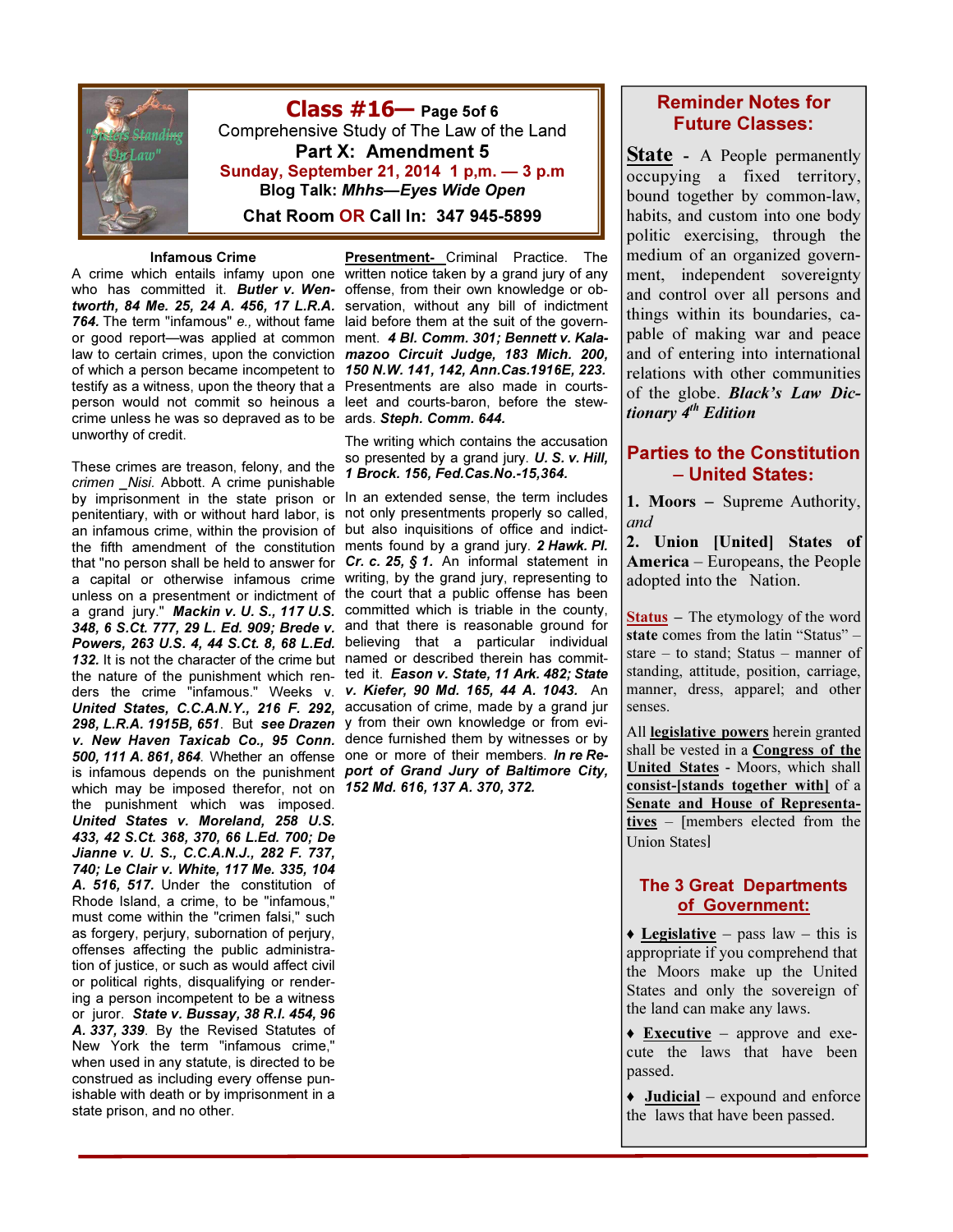# Class #16— Page 5of 6

Comprehensive Study of The Law of the Land

**Part X: Amendment 5**

**Sunday, September 21, 2014 1 p,m. — 3 p.m**

**Blog Talk: *Mhhs—Eyes Wide Open***

**Chat Room OR Call In: 347 945-5899**

### Infamous Crime

A crime which entails infamy upon one who has committed it. ***Butler v. Wentworth, 84 Me. 25, 24 A. 456, 17 L.R.A. 764.*** The term "infamous" *e.,* without fame or good report—was applied at common law to certain crimes, upon the conviction of which a person became incompetent to testify as a witness, upon the theory that a person would not commit so heinous a crime unless he was so depraved as to be unworthy of credit.

These crimes are treason, felony, and the *crimen _Nisi.* Abbott. A crime punishable by imprisonment in the state prison or penitentiary, with or without hard labor, is an infamous crime, within the provision of the fifth amendment of the constitution that "no person shall be held to answer for a capital or otherwise infamous crime unless on a presentment or indictment of a grand jury." ***Mackin v. U. S., 117 U.S. 348, 6 S.Ct. 777, 29 L. Ed. 909; Brede v. Powers, 263 U.S. 4, 44 S.Ct. 8, 68 L.Ed. 132.*** It is not the character of the crime but the nature of the punishment which renders the crime "infamous." Weeks v. ***United States, C.C.A.N.Y., 216 F. 292, 298, L.R.A. 1915B, 651***. But ***see Drazen v. New Haven Taxicab Co., 95 Conn. 500, 111 A. 861, 864***. Whether an offense is infamous depends on the punishment which may be imposed therefor, not on the punishment which was imposed. ***United States v. Moreland, 258 U.S. 433, 42 S.Ct. 368, 370, 66 L.Ed. 700; De Jianne v. U. S., C.C.A.N.J., 282 F. 737, 740; Le Clair v. White, 117 Me. 335, 104 A. 516, 517.*** Under the constitution of Rhode Island, a crime, to be "infamous," must come within the "crimen falsi," such as forgery, perjury, subornation of perjury, offenses affecting the public administration of justice, or such as would affect civil or political rights, disqualifying or rendering a person incompetent to be a witness or juror. ***State v. Bussay, 38 R.I. 454, 96 A. 337, 339***. By the Revised Statutes of New York the term "infamous crime," when used in any statute, is directed to be construed as including every offense punishable with death or by imprisonment in a state prison, and no other.

**Presentment-** Criminal Practice. The written notice taken by a grand jury of any offense, from their own knowledge or observation, without any bill of indictment laid before them at the suit of the government. ***4 Bl. Comm. 301; Bennett v. Kalamazoo Circuit Judge, 183 Mich. 200, 150 N.W. 141, 142, Ann.Cas.1916E, 223.*** Presentments are also made in courts-leet and courts-baron, before the stewards. ***Steph. Comm. 644.***

The writing which contains the accusation so presented by a grand jury. ***U. S. v. Hill, 1 Brock. 156, Fed.Cas.No.-15,364.***

In an extended sense, the term includes not only presentments properly so called, but also inquisitions of office and indictments found by a grand jury. ***2 Hawk. Pl. Cr. c. 25, § 1.*** An informal statement in writing, by the grand jury, representing to the court that a public offense has been committed which is triable in the county, and that there is reasonable ground for believing that a particular individual named or described therein has committed it. ***Eason v. State, 11 Ark. 482; State v. Kiefer, 90 Md. 165, 44 A. 1043.*** An accusation of crime, made by a grand jur y from their own knowledge or from evidence furnished them by witnesses or by one or more of their members. ***In re Report of Grand Jury of Baltimore City, 152 Md. 616, 137 A. 370, 372.***

## Reminder Notes for Future Classes:

**State** - A People permanently occupying a fixed territory, bound together by common-law, habits, and custom into one body politic exercising, through the medium of an organized government, independent sovereignty and control over all persons and things within its boundaries, capable of making war and peace and of entering into international relations with other communities of the globe. ***Black's Law Dictionary 4th Edition***

## Parties to the Constitution – United States:

**1. Moors** – Supreme Authority, *and*

**2. Union [United] States of America** – Europeans, the People adopted into the Nation.

**Status** – The etymology of the word **state** comes from the latin "Status" – stare – to stand; Status – manner of standing, attitude, position, carriage, manner, dress, apparel; and other senses.

All **legislative powers** herein granted shall be vested in a **Congress of the United States** - Moors, which shall **consist-[stands together with]** of a **Senate and House of Representatives** – [members elected from the Union States]

## The 3 Great Departments of Government:

- ♦ **Legislative** – pass law – this is appropriate if you comprehend that the Moors make up the United States and only the sovereign of the land can make any laws.
- ♦ **Executive** – approve and execute the laws that have been passed.
- ♦ **Judicial** – expound and enforce the laws that have been passed.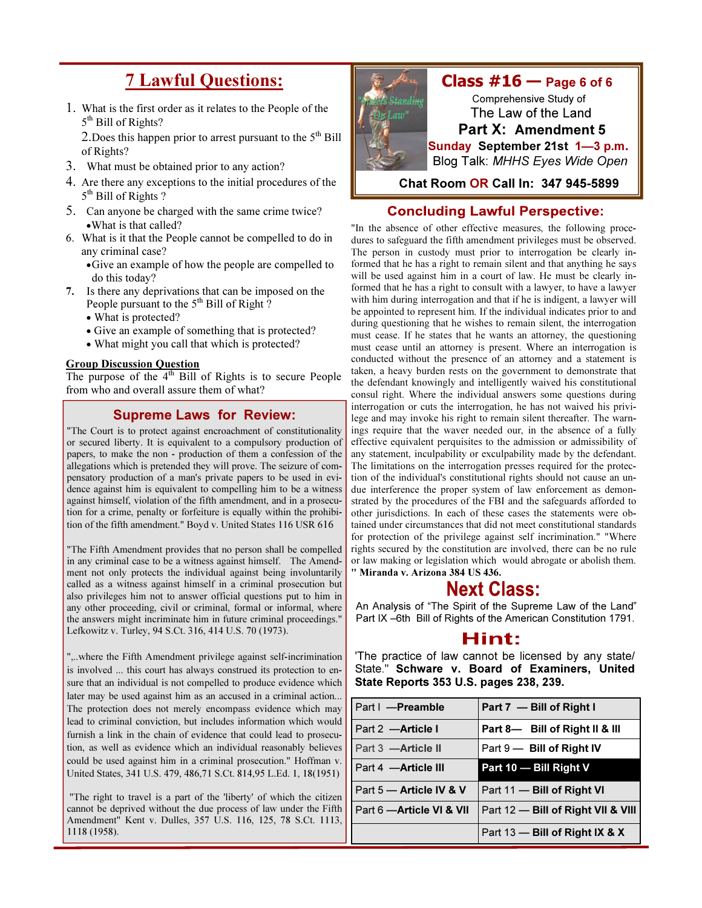# 7 Lawful Questions:

1. What is the first order as it relates to the People of the 5th Bill of Rights?

   2. Does this happen prior to arrest pursuant to the 5th Bill of Rights?
3. What must be obtained prior to any action?
4. Are there any exceptions to the initial procedures of the 5th Bill of Rights ?
5. Can anyone be charged with the same crime twice?
   - What is that called?
6. What is it that the People cannot be compelled to do in any criminal case?
   - Give an example of how the people are compelled to do this today?
7. Is there any deprivations that can be imposed on the People pursuant to the 5th Bill of Right ?
   - What is protected?
   - Give an example of something that is protected?
   - What might you call that which is protected?

**Group Discussion Question**

The purpose of the 4th Bill of Rights is to secure People from who and overall assure them of what?

## Supreme Laws for Review:

"The Court is to protect against encroachment of constitutionality or secured liberty. It is equivalent to a compulsory production of papers, to make the non - production of them a confession of the allegations which is pretended they will prove. The seizure of compensatory production of a man's private papers to be used in evidence against him is equivalent to compelling him to be a witness against himself, violation of the fifth amendment, and in a prosecution for a crime, penalty or forfeiture is equally within the prohibition of the fifth amendment." Boyd v. United States 116 USR 616

"The Fifth Amendment provides that no person shall be compelled in any criminal case to be a witness against himself. The Amendment not only protects the individual against being involuntarily called as a witness against himself in a criminal prosecution but also privileges him not to answer official questions put to him in any other proceeding, civil or criminal, formal or informal, where the answers might incriminate him in future criminal proceedings." Lefkowitz v. Turley, 94 S.Ct. 316, 414 U.S. 70 (1973).

",..where the Fifth Amendment privilege against self-incrimination is involved ... this court has always construed its protection to ensure that an individual is not compelled to produce evidence which later may be used against him as an accused in a criminal action... The protection does not merely encompass evidence which may lead to criminal conviction, but includes information which would furnish a link in the chain of evidence that could lead to prosecution, as well as evidence which an individual reasonably believes could be used against him in a criminal prosecution." Hoffman v. United States, 341 U.S. 479, 486,71 S.Ct. 814,95 L.Ed. 1, 18(1951)

"The right to travel is a part of the 'liberty' of which the citizen cannot be deprived without the due process of law under the Fifth Amendment" Kent v. Dulles, 357 U.S. 116, 125, 78 S.Ct. 1113, 1118 (1958).

"Sisters Standing On Law"

# Class #16 — Page 6 of 6

Comprehensive Study of

The Law of the Land

**Part X: Amendment 5**

**Sunday September 21st 1—3 p.m.**

Blog Talk: *MHHS Eyes Wide Open*

**Chat Room OR Call In: 347 945-5899**

## Concluding Lawful Perspective:

"In the absence of other effective measures, the following procedures to safeguard the fifth amendment privileges must be observed. The person in custody must prior to interrogation be clearly informed that he has a right to remain silent and that anything he says will be used against him in a court of law. He must be clearly informed that he has a right to consult with a lawyer, to have a lawyer with him during interrogation and that if he is indigent, a lawyer will be appointed to represent him. If the individual indicates prior to and during questioning that he wishes to remain silent, the interrogation must cease. If he states that he wants an attorney, the questioning must cease until an attorney is present. Where an interrogation is conducted without the presence of an attorney and a statement is taken, a heavy burden rests on the government to demonstrate that the defendant knowingly and intelligently waived his constitutional consul right. Where the individual answers some questions during interrogation or cuts the interrogation, he has not waived his privilege and may invoke his right to remain silent thereafter. The warnings require that the waver needed our, in the absence of a fully effective equivalent perquisites to the admission or admissibility of any statement, inculpability or exculpability made by the defendant. The limitations on the interrogation presses required for the protection of the individual's constitutional rights should not cause an undue interference the proper system of law enforcement as demonstrated by the procedures of the FBI and the safeguards afforded to other jurisdictions. In each of these cases the statements were obtained under circumstances that did not meet constitutional standards for protection of the privilege against self incrimination." "Where rights secured by the constitution are involved, there can be no rule or law making or legislation which would abrogate or abolish them. **" Miranda v. Arizona 384 US 436.**

# Next Class:

An Analysis of "The Spirit of the Supreme Law of the Land" Part IX –6th Bill of Rights of the American Constitution 1791.

## Hint:

'The practice of law cannot be licensed by any state/ State." **Schware v. Board of Examiners, United State Reports 353 U.S. pages 238, 239.**

| | |
|---|---|
| Part I —**Preamble** | **Part 7 — Bill of Right I** |
| Part 2 —**Article I** | **Part 8— Bill of Right II & III** |
| Part 3 —**Article II** | Part 9 — **Bill of Right IV** |
| Part 4 —**Article III** | **Part 10 — Bill Right V** |
| Part 5 — **Article IV & V** | Part 11 — **Bill of Right VI** |
| Part 6 —**Article VI & VII** | Part 12 — **Bill of Right VII & VIII** |
| | Part 13 — **Bill of Right IX & X** |